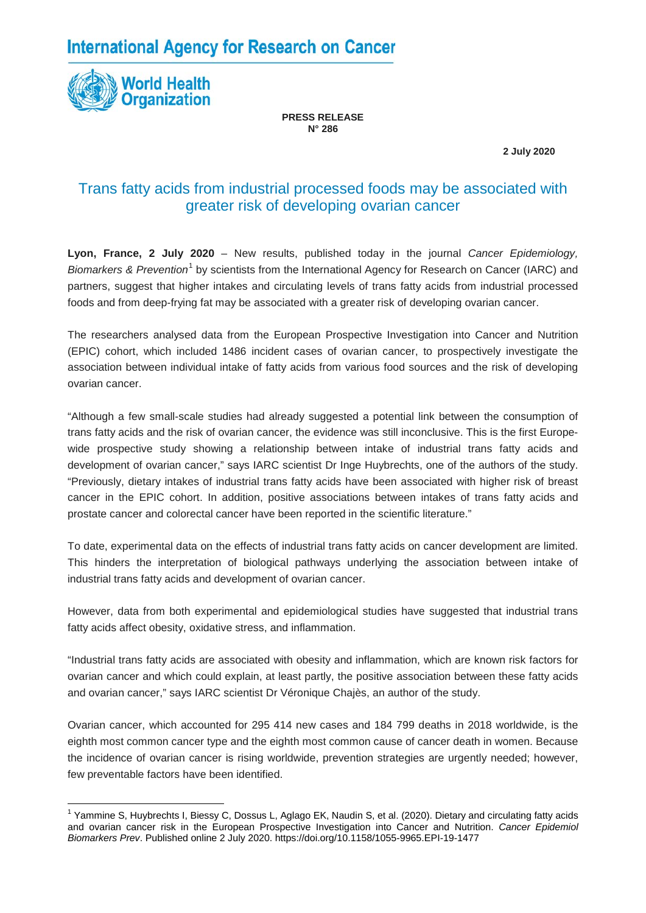International Agency for Research on Cancer

World Health Organization

**PRESS RELEASE**
**N° 286**

**2 July 2020**

# Trans fatty acids from industrial processed foods may be associated with greater risk of developing ovarian cancer

**Lyon, France, 2 July 2020** – New results, published today in the journal *Cancer Epidemiology, Biomarkers & Prevention*[1] by scientists from the International Agency for Research on Cancer (IARC) and partners, suggest that higher intakes and circulating levels of trans fatty acids from industrial processed foods and from deep-frying fat may be associated with a greater risk of developing ovarian cancer.

The researchers analysed data from the European Prospective Investigation into Cancer and Nutrition (EPIC) cohort, which included 1486 incident cases of ovarian cancer, to prospectively investigate the association between individual intake of fatty acids from various food sources and the risk of developing ovarian cancer.

"Although a few small-scale studies had already suggested a potential link between the consumption of trans fatty acids and the risk of ovarian cancer, the evidence was still inconclusive. This is the first Europe-wide prospective study showing a relationship between intake of industrial trans fatty acids and development of ovarian cancer," says IARC scientist Dr Inge Huybrechts, one of the authors of the study. "Previously, dietary intakes of industrial trans fatty acids have been associated with higher risk of breast cancer in the EPIC cohort. In addition, positive associations between intakes of trans fatty acids and prostate cancer and colorectal cancer have been reported in the scientific literature."

To date, experimental data on the effects of industrial trans fatty acids on cancer development are limited. This hinders the interpretation of biological pathways underlying the association between intake of industrial trans fatty acids and development of ovarian cancer.

However, data from both experimental and epidemiological studies have suggested that industrial trans fatty acids affect obesity, oxidative stress, and inflammation.

"Industrial trans fatty acids are associated with obesity and inflammation, which are known risk factors for ovarian cancer and which could explain, at least partly, the positive association between these fatty acids and ovarian cancer," says IARC scientist Dr Véronique Chajès, an author of the study.

Ovarian cancer, which accounted for 295 414 new cases and 184 799 deaths in 2018 worldwide, is the eighth most common cancer type and the eighth most common cause of cancer death in women. Because the incidence of ovarian cancer is rising worldwide, prevention strategies are urgently needed; however, few preventable factors have been identified.

---

[1] Yammine S, Huybrechts I, Biessy C, Dossus L, Aglago EK, Naudin S, et al. (2020). Dietary and circulating fatty acids and ovarian cancer risk in the European Prospective Investigation into Cancer and Nutrition. *Cancer Epidemiol Biomarkers Prev*. Published online 2 July 2020. https://doi.org/10.1158/1055-9965.EPI-19-1477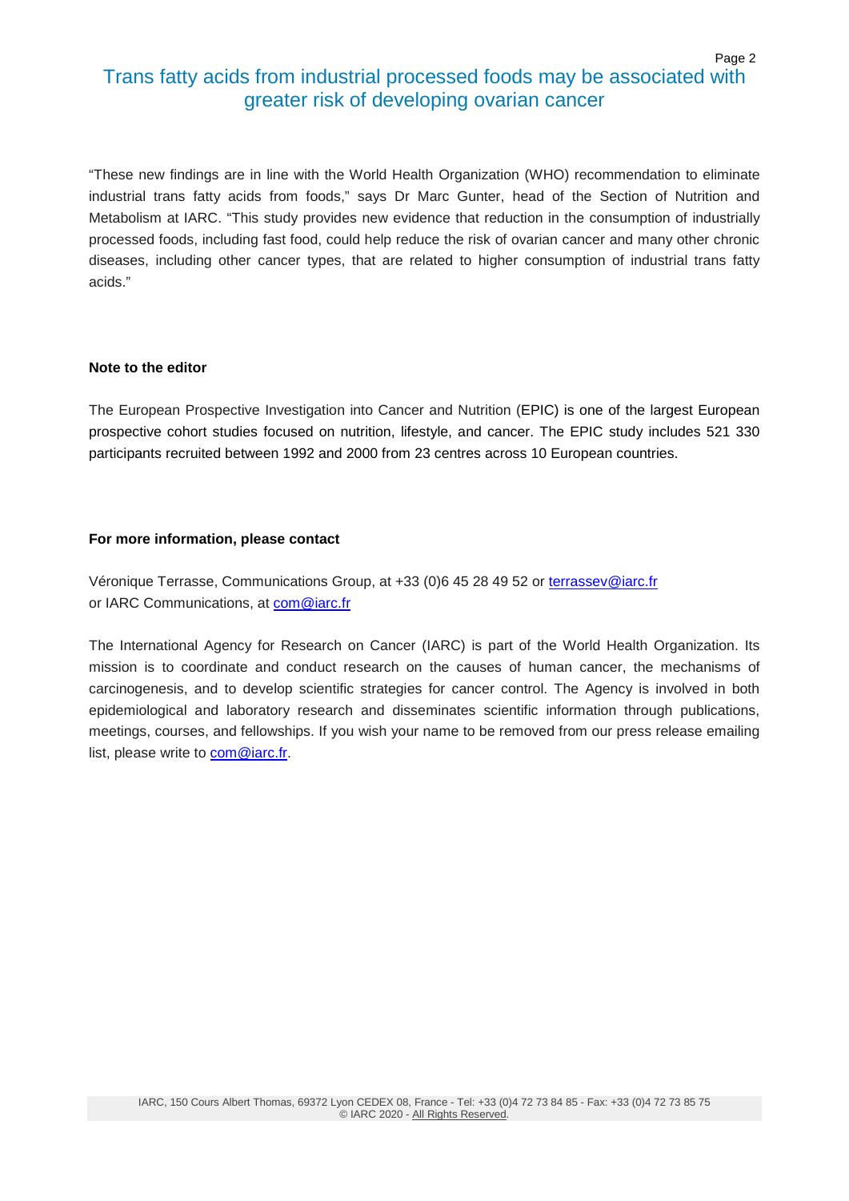"These new findings are in line with the World Health Organization (WHO) recommendation to eliminate industrial trans fatty acids from foods," says Dr Marc Gunter, head of the Section of Nutrition and Metabolism at IARC. "This study provides new evidence that reduction in the consumption of industrially processed foods, including fast food, could help reduce the risk of ovarian cancer and many other chronic diseases, including other cancer types, that are related to higher consumption of industrial trans fatty acids."

**Note to the editor**

The European Prospective Investigation into Cancer and Nutrition (EPIC) is one of the largest European prospective cohort studies focused on nutrition, lifestyle, and cancer. The EPIC study includes 521 330 participants recruited between 1992 and 2000 from 23 centres across 10 European countries.

**For more information, please contact**

Véronique Terrasse, Communications Group, at +33 (0)6 45 28 49 52 or terrassev@iarc.fr
or IARC Communications, at com@iarc.fr

The International Agency for Research on Cancer (IARC) is part of the World Health Organization. Its mission is to coordinate and conduct research on the causes of human cancer, the mechanisms of carcinogenesis, and to develop scientific strategies for cancer control. The Agency is involved in both epidemiological and laboratory research and disseminates scientific information through publications, meetings, courses, and fellowships. If you wish your name to be removed from our press release emailing list, please write to com@iarc.fr.